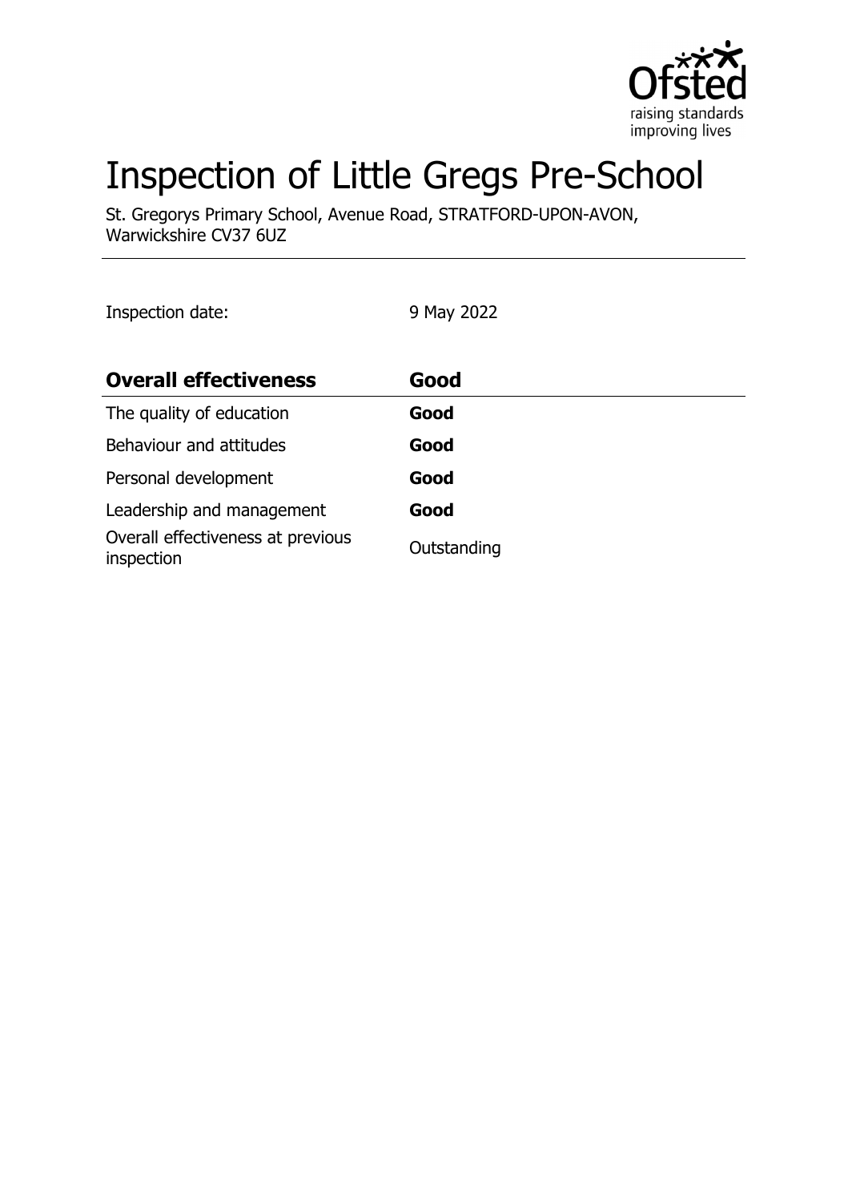# Inspection of Little Gregs Pre-School

St. Gregorys Primary School, Avenue Road, STRATFORD-UPON-AVON, Warwickshire CV37 6UZ

Inspection date: 9 May 2022

| **Overall effectiveness** | **Good** |
| --- | --- |
| The quality of education | **Good** |
| Behaviour and attitudes | **Good** |
| Personal development | **Good** |
| Leadership and management | **Good** |
| Overall effectiveness at previous inspection | Outstanding |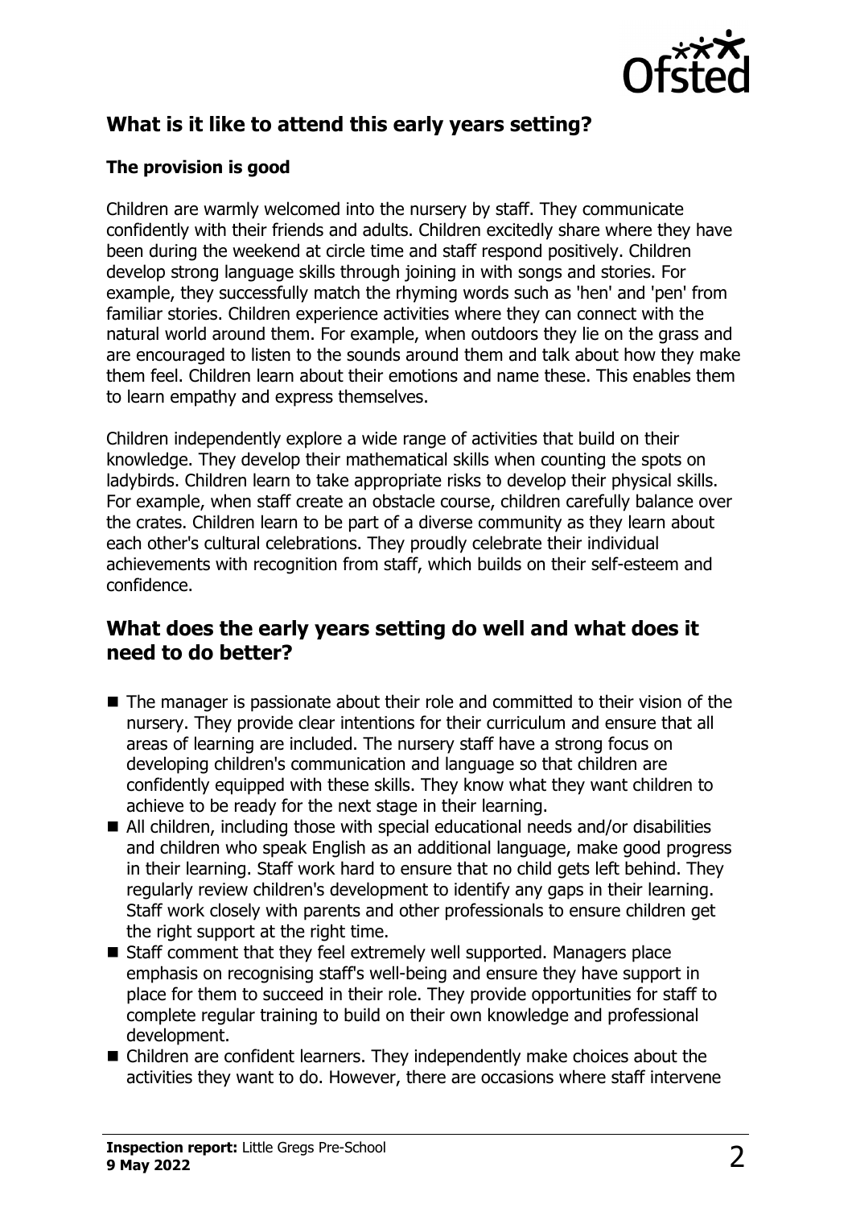## What is it like to attend this early years setting?

### The provision is good

Children are warmly welcomed into the nursery by staff. They communicate confidently with their friends and adults. Children excitedly share where they have been during the weekend at circle time and staff respond positively. Children develop strong language skills through joining in with songs and stories. For example, they successfully match the rhyming words such as 'hen' and 'pen' from familiar stories. Children experience activities where they can connect with the natural world around them. For example, when outdoors they lie on the grass and are encouraged to listen to the sounds around them and talk about how they make them feel. Children learn about their emotions and name these. This enables them to learn empathy and express themselves.

Children independently explore a wide range of activities that build on their knowledge. They develop their mathematical skills when counting the spots on ladybirds. Children learn to take appropriate risks to develop their physical skills. For example, when staff create an obstacle course, children carefully balance over the crates. Children learn to be part of a diverse community as they learn about each other's cultural celebrations. They proudly celebrate their individual achievements with recognition from staff, which builds on their self-esteem and confidence.

## What does the early years setting do well and what does it need to do better?

- The manager is passionate about their role and committed to their vision of the nursery. They provide clear intentions for their curriculum and ensure that all areas of learning are included. The nursery staff have a strong focus on developing children's communication and language so that children are confidently equipped with these skills. They know what they want children to achieve to be ready for the next stage in their learning.
- All children, including those with special educational needs and/or disabilities and children who speak English as an additional language, make good progress in their learning. Staff work hard to ensure that no child gets left behind. They regularly review children's development to identify any gaps in their learning. Staff work closely with parents and other professionals to ensure children get the right support at the right time.
- Staff comment that they feel extremely well supported. Managers place emphasis on recognising staff's well-being and ensure they have support in place for them to succeed in their role. They provide opportunities for staff to complete regular training to build on their own knowledge and professional development.
- Children are confident learners. They independently make choices about the activities they want to do. However, there are occasions where staff intervene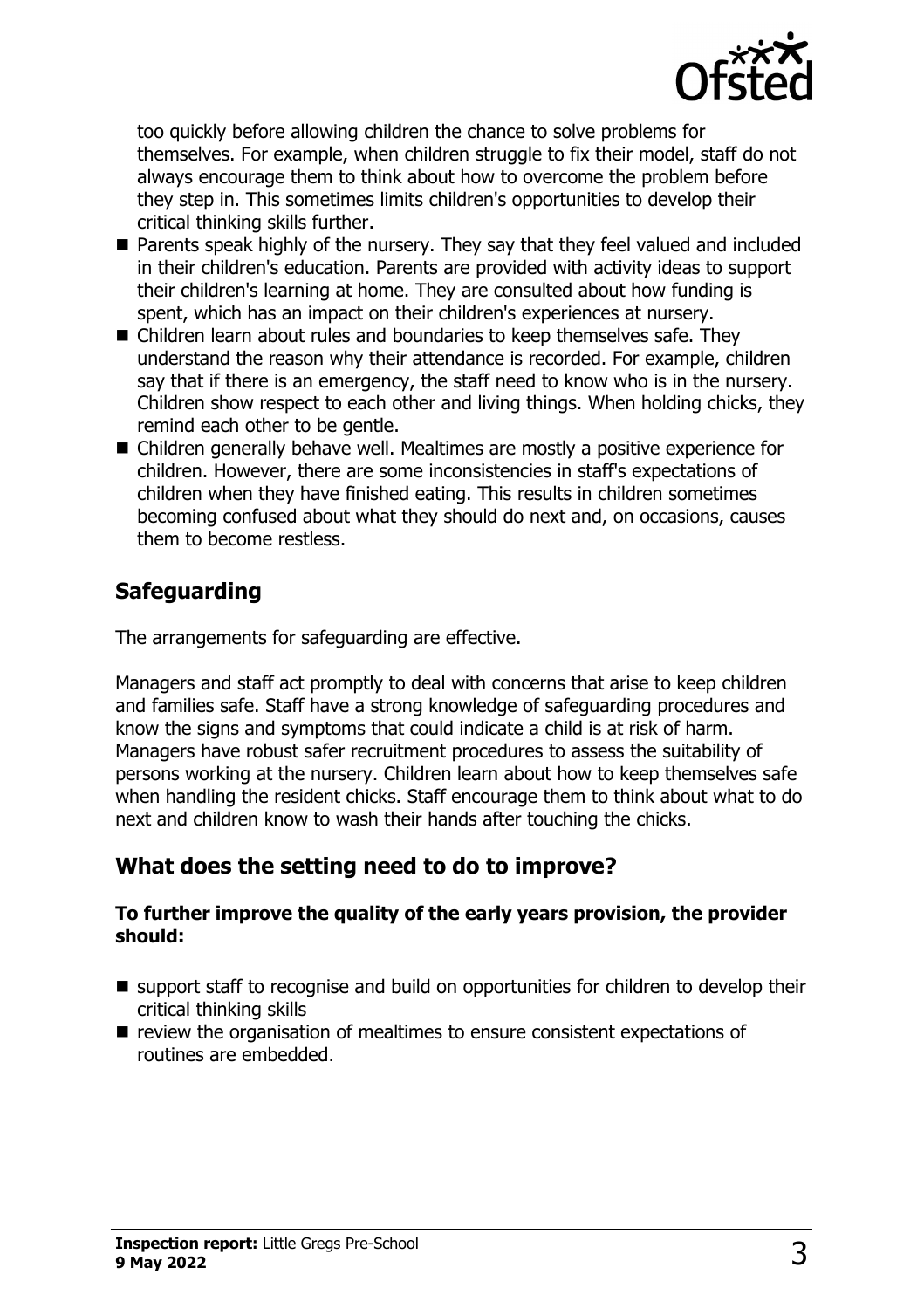too quickly before allowing children the chance to solve problems for themselves. For example, when children struggle to fix their model, staff do not always encourage them to think about how to overcome the problem before they step in. This sometimes limits children's opportunities to develop their critical thinking skills further.

- Parents speak highly of the nursery. They say that they feel valued and included in their children's education. Parents are provided with activity ideas to support their children's learning at home. They are consulted about how funding is spent, which has an impact on their children's experiences at nursery.
- Children learn about rules and boundaries to keep themselves safe. They understand the reason why their attendance is recorded. For example, children say that if there is an emergency, the staff need to know who is in the nursery. Children show respect to each other and living things. When holding chicks, they remind each other to be gentle.
- Children generally behave well. Mealtimes are mostly a positive experience for children. However, there are some inconsistencies in staff's expectations of children when they have finished eating. This results in children sometimes becoming confused about what they should do next and, on occasions, causes them to become restless.

## Safeguarding

The arrangements for safeguarding are effective.

Managers and staff act promptly to deal with concerns that arise to keep children and families safe. Staff have a strong knowledge of safeguarding procedures and know the signs and symptoms that could indicate a child is at risk of harm. Managers have robust safer recruitment procedures to assess the suitability of persons working at the nursery. Children learn about how to keep themselves safe when handling the resident chicks. Staff encourage them to think about what to do next and children know to wash their hands after touching the chicks.

## What does the setting need to do to improve?

**To further improve the quality of the early years provision, the provider should:**

- support staff to recognise and build on opportunities for children to develop their critical thinking skills
- review the organisation of mealtimes to ensure consistent expectations of routines are embedded.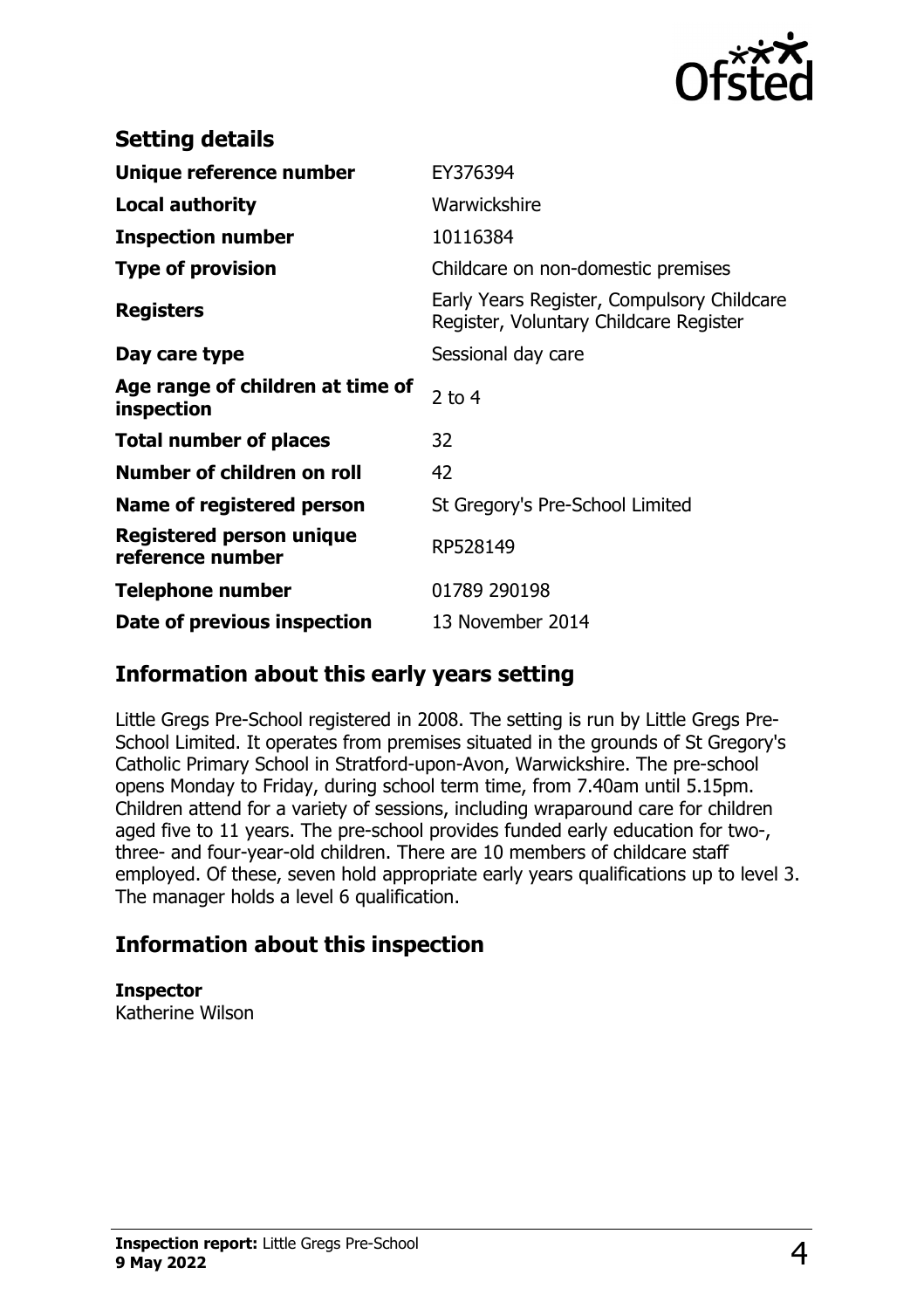## Setting details

| | |
|---|---|
| **Unique reference number** | EY376394 |
| **Local authority** | Warwickshire |
| **Inspection number** | 10116384 |
| **Type of provision** | Childcare on non-domestic premises |
| **Registers** | Early Years Register, Compulsory Childcare Register, Voluntary Childcare Register |
| **Day care type** | Sessional day care |
| **Age range of children at time of inspection** | 2 to 4 |
| **Total number of places** | 32 |
| **Number of children on roll** | 42 |
| **Name of registered person** | St Gregory's Pre-School Limited |
| **Registered person unique reference number** | RP528149 |
| **Telephone number** | 01789 290198 |
| **Date of previous inspection** | 13 November 2014 |

## Information about this early years setting

Little Gregs Pre-School registered in 2008. The setting is run by Little Gregs Pre-School Limited. It operates from premises situated in the grounds of St Gregory's Catholic Primary School in Stratford-upon-Avon, Warwickshire. The pre-school opens Monday to Friday, during school term time, from 7.40am until 5.15pm. Children attend for a variety of sessions, including wraparound care for children aged five to 11 years. The pre-school provides funded early education for two-, three- and four-year-old children. There are 10 members of childcare staff employed. Of these, seven hold appropriate early years qualifications up to level 3. The manager holds a level 6 qualification.

## Information about this inspection

**Inspector**
Katherine Wilson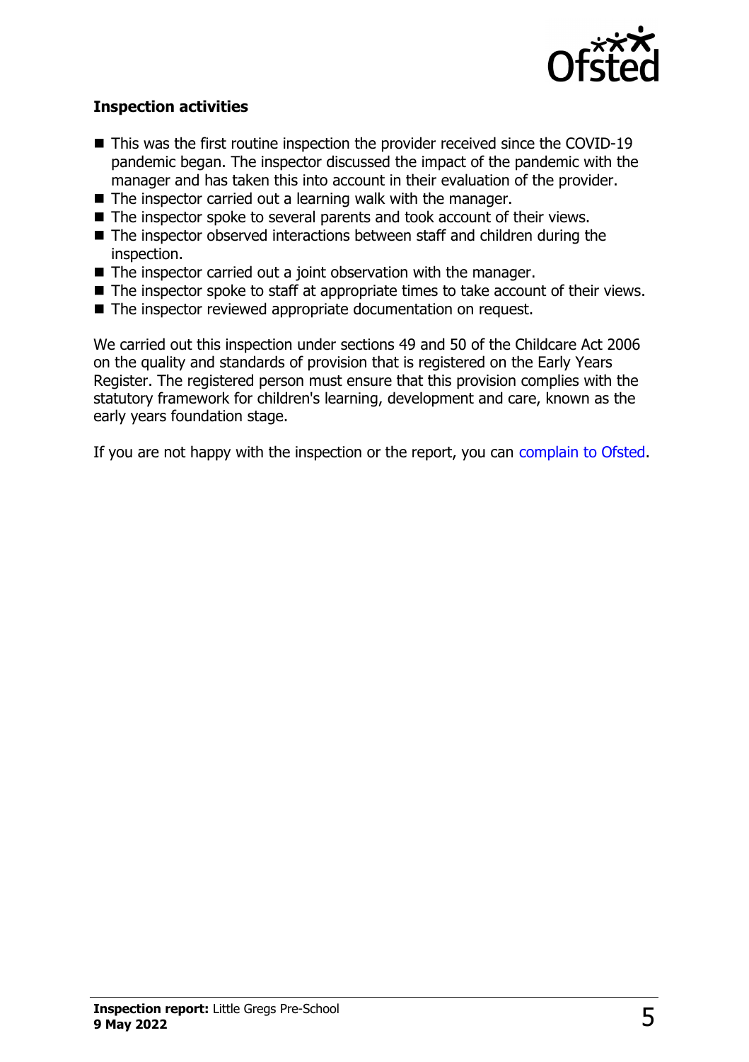### Inspection activities

- This was the first routine inspection the provider received since the COVID-19 pandemic began. The inspector discussed the impact of the pandemic with the manager and has taken this into account in their evaluation of the provider.
- The inspector carried out a learning walk with the manager.
- The inspector spoke to several parents and took account of their views.
- The inspector observed interactions between staff and children during the inspection.
- The inspector carried out a joint observation with the manager.
- The inspector spoke to staff at appropriate times to take account of their views.
- The inspector reviewed appropriate documentation on request.

We carried out this inspection under sections 49 and 50 of the Childcare Act 2006 on the quality and standards of provision that is registered on the Early Years Register. The registered person must ensure that this provision complies with the statutory framework for children's learning, development and care, known as the early years foundation stage.

If you are not happy with the inspection or the report, you can complain to Ofsted.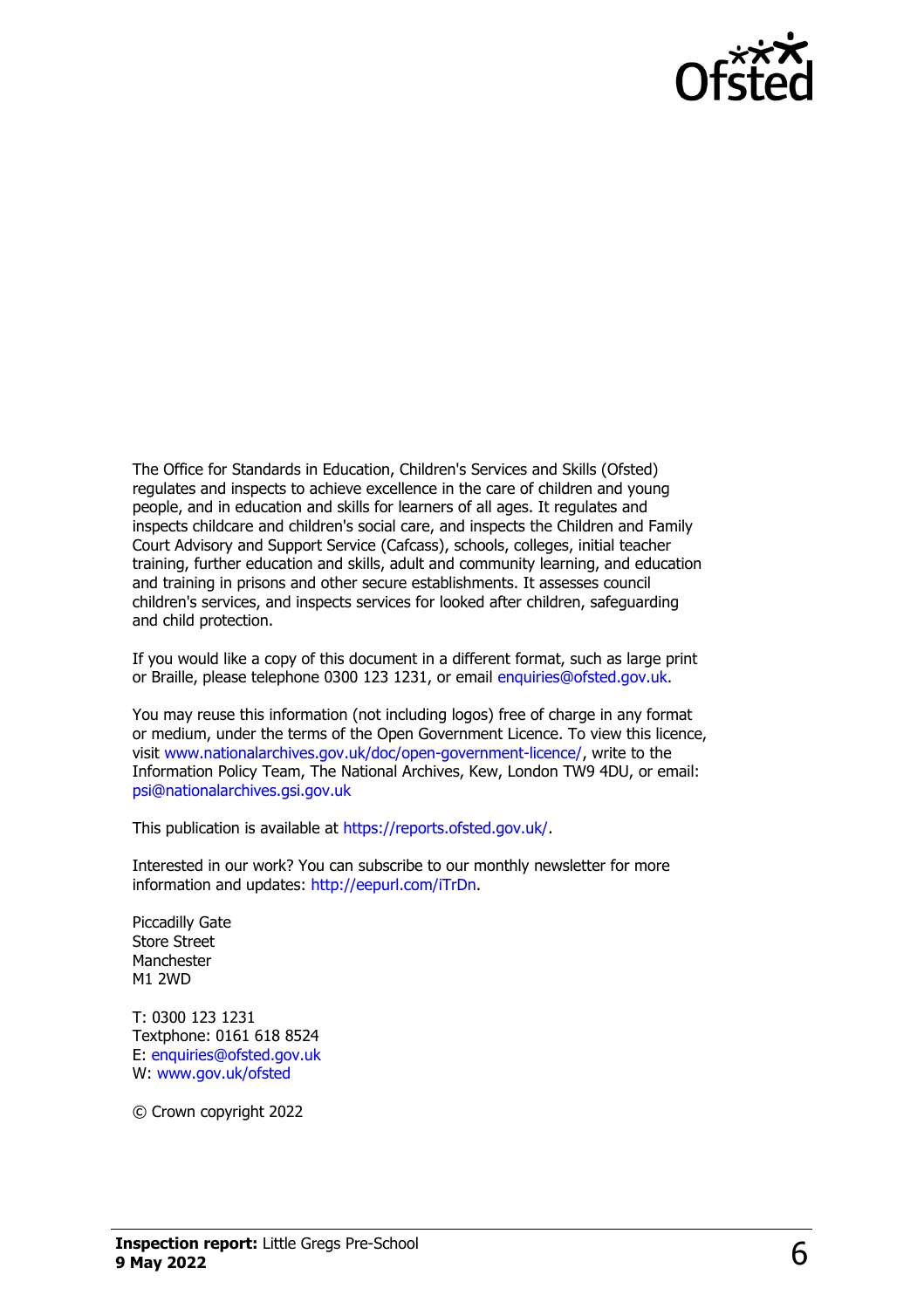The Office for Standards in Education, Children's Services and Skills (Ofsted) regulates and inspects to achieve excellence in the care of children and young people, and in education and skills for learners of all ages. It regulates and inspects childcare and children's social care, and inspects the Children and Family Court Advisory and Support Service (Cafcass), schools, colleges, initial teacher training, further education and skills, adult and community learning, and education and training in prisons and other secure establishments. It assesses council children's services, and inspects services for looked after children, safeguarding and child protection.

If you would like a copy of this document in a different format, such as large print or Braille, please telephone 0300 123 1231, or email enquiries@ofsted.gov.uk.

You may reuse this information (not including logos) free of charge in any format or medium, under the terms of the Open Government Licence. To view this licence, visit www.nationalarchives.gov.uk/doc/open-government-licence/, write to the Information Policy Team, The National Archives, Kew, London TW9 4DU, or email: psi@nationalarchives.gsi.gov.uk

This publication is available at https://reports.ofsted.gov.uk/.

Interested in our work? You can subscribe to our monthly newsletter for more information and updates: http://eepurl.com/iTrDn.

Piccadilly Gate
Store Street
Manchester
M1 2WD

T: 0300 123 1231
Textphone: 0161 618 8524
E: enquiries@ofsted.gov.uk
W: www.gov.uk/ofsted

© Crown copyright 2022